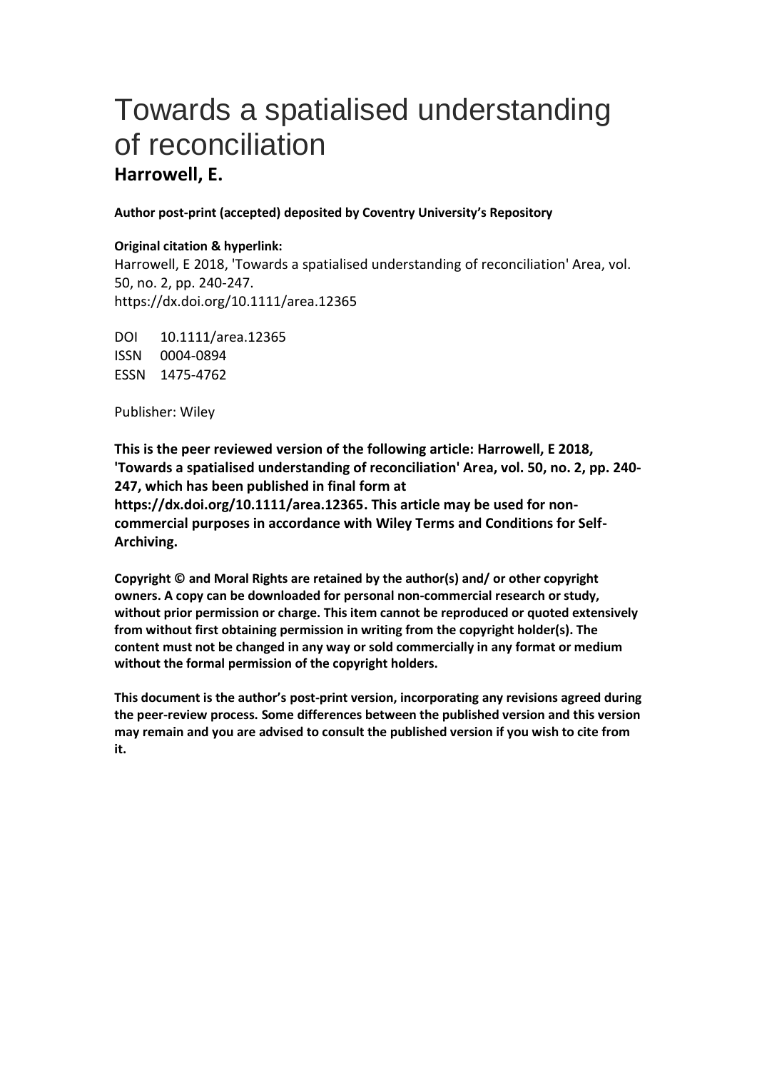# Towards a spatialised understanding of reconciliation

**Harrowell, E.**

**Author post-print (accepted) deposited by Coventry University's Repository**

**Original citation & hyperlink:**

Harrowell, E 2018, 'Towards a spatialised understanding of reconciliation' Area, vol. 50, no. 2, pp. 240-247.
https://dx.doi.org/10.1111/area.12365

DOI 10.1111/area.12365
ISSN 0004-0894
ESSN 1475-4762

Publisher: Wiley

**This is the peer reviewed version of the following article: Harrowell, E 2018, 'Towards a spatialised understanding of reconciliation' Area, vol. 50, no. 2, pp. 240-247, which has been published in final form at https://dx.doi.org/10.1111/area.12365. This article may be used for non-commercial purposes in accordance with Wiley Terms and Conditions for Self-Archiving.**

**Copyright © and Moral Rights are retained by the author(s) and/ or other copyright owners. A copy can be downloaded for personal non-commercial research or study, without prior permission or charge. This item cannot be reproduced or quoted extensively from without first obtaining permission in writing from the copyright holder(s). The content must not be changed in any way or sold commercially in any format or medium without the formal permission of the copyright holders.**

**This document is the author's post-print version, incorporating any revisions agreed during the peer-review process. Some differences between the published version and this version may remain and you are advised to consult the published version if you wish to cite from it.**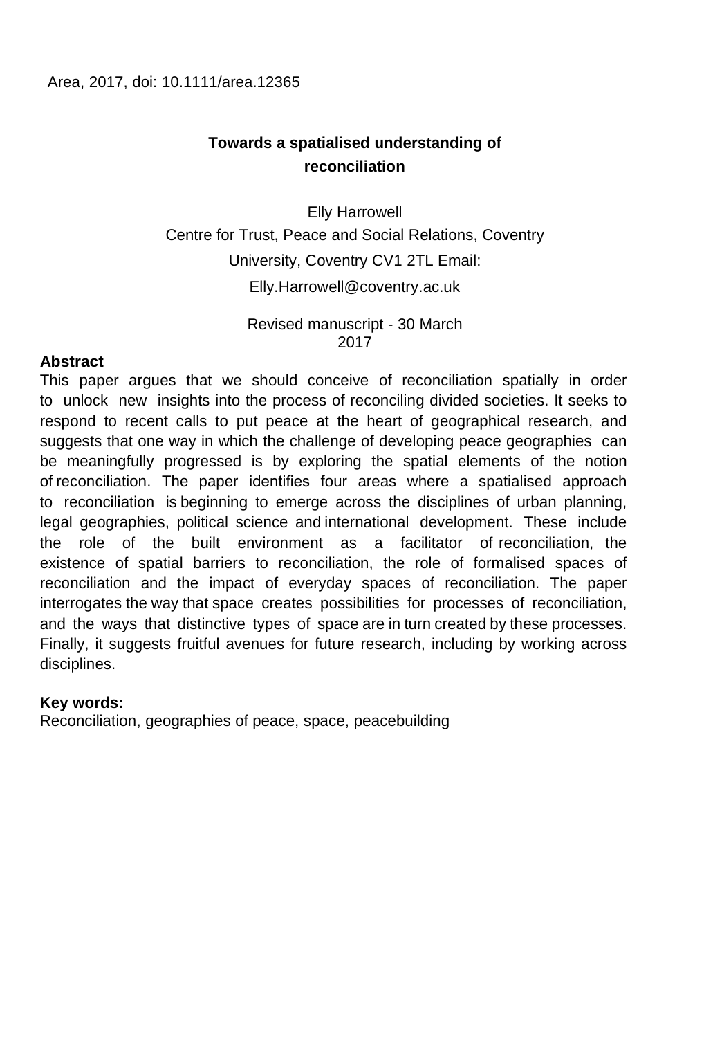Area, 2017, doi: 10.1111/area.12365

# Towards a spatialised understanding of reconciliation

Elly Harrowell

Centre for Trust, Peace and Social Relations, Coventry University, Coventry CV1 2TL Email: Elly.Harrowell@coventry.ac.uk

Revised manuscript - 30 March 2017

**Abstract**

This paper argues that we should conceive of reconciliation spatially in order to unlock new insights into the process of reconciling divided societies. It seeks to respond to recent calls to put peace at the heart of geographical research, and suggests that one way in which the challenge of developing peace geographies can be meaningfully progressed is by exploring the spatial elements of the notion of reconciliation. The paper identifies four areas where a spatialised approach to reconciliation is beginning to emerge across the disciplines of urban planning, legal geographies, political science and international development. These include the role of the built environment as a facilitator of reconciliation, the existence of spatial barriers to reconciliation, the role of formalised spaces of reconciliation and the impact of everyday spaces of reconciliation. The paper interrogates the way that space creates possibilities for processes of reconciliation, and the ways that distinctive types of space are in turn created by these processes. Finally, it suggests fruitful avenues for future research, including by working across disciplines.

**Key words:**

Reconciliation, geographies of peace, space, peacebuilding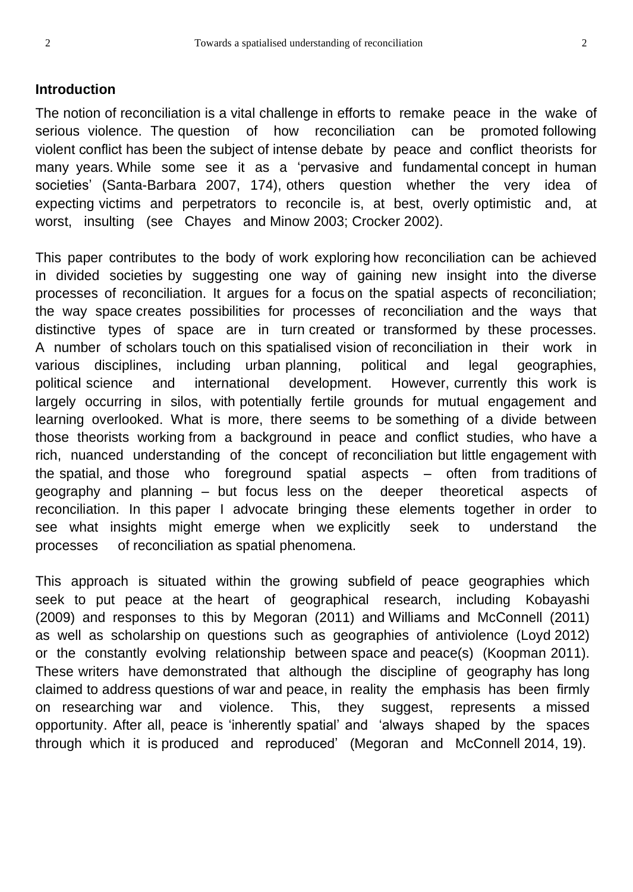## Introduction

The notion of reconciliation is a vital challenge in efforts to remake peace in the wake of serious violence. The question of how reconciliation can be promoted following violent conflict has been the subject of intense debate by peace and conflict theorists for many years. While some see it as a 'pervasive and fundamental concept in human societies' (Santa-Barbara 2007, 174), others question whether the very idea of expecting victims and perpetrators to reconcile is, at best, overly optimistic and, at worst, insulting (see Chayes and Minow 2003; Crocker 2002).

This paper contributes to the body of work exploring how reconciliation can be achieved in divided societies by suggesting one way of gaining new insight into the diverse processes of reconciliation. It argues for a focus on the spatial aspects of reconciliation; the way space creates possibilities for processes of reconciliation and the ways that distinctive types of space are in turn created or transformed by these processes. A number of scholars touch on this spatialised vision of reconciliation in their work in various disciplines, including urban planning, political and legal geographies, political science and international development. However, currently this work is largely occurring in silos, with potentially fertile grounds for mutual engagement and learning overlooked. What is more, there seems to be something of a divide between those theorists working from a background in peace and conflict studies, who have a rich, nuanced understanding of the concept of reconciliation but little engagement with the spatial, and those who foreground spatial aspects – often from traditions of geography and planning – but focus less on the deeper theoretical aspects of reconciliation. In this paper I advocate bringing these elements together in order to see what insights might emerge when we explicitly seek to understand the processes of reconciliation as spatial phenomena.

This approach is situated within the growing subfield of peace geographies which seek to put peace at the heart of geographical research, including Kobayashi (2009) and responses to this by Megoran (2011) and Williams and McConnell (2011) as well as scholarship on questions such as geographies of antiviolence (Loyd 2012) or the constantly evolving relationship between space and peace(s) (Koopman 2011). These writers have demonstrated that although the discipline of geography has long claimed to address questions of war and peace, in reality the emphasis has been firmly on researching war and violence. This, they suggest, represents a missed opportunity. After all, peace is 'inherently spatial' and 'always shaped by the spaces through which it is produced and reproduced' (Megoran and McConnell 2014, 19).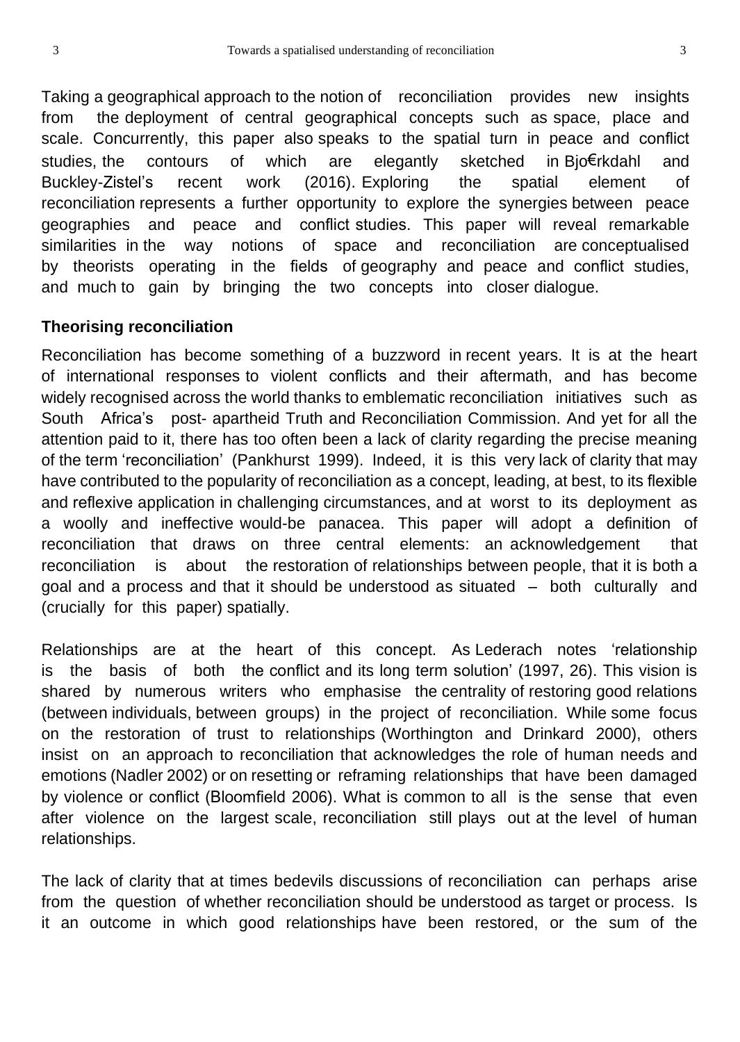Taking a geographical approach to the notion of reconciliation provides new insights from the deployment of central geographical concepts such as space, place and scale. Concurrently, this paper also speaks to the spatial turn in peace and conflict studies, the contours of which are elegantly sketched in Bjo€rkdahl and Buckley-Zistel's recent work (2016). Exploring the spatial element of reconciliation represents a further opportunity to explore the synergies between peace geographies and peace and conflict studies. This paper will reveal remarkable similarities in the way notions of space and reconciliation are conceptualised by theorists operating in the fields of geography and peace and conflict studies, and much to gain by bringing the two concepts into closer dialogue.

### Theorising reconciliation

Reconciliation has become something of a buzzword in recent years. It is at the heart of international responses to violent conflicts and their aftermath, and has become widely recognised across the world thanks to emblematic reconciliation initiatives such as South Africa's post- apartheid Truth and Reconciliation Commission. And yet for all the attention paid to it, there has too often been a lack of clarity regarding the precise meaning of the term 'reconciliation' (Pankhurst 1999). Indeed, it is this very lack of clarity that may have contributed to the popularity of reconciliation as a concept, leading, at best, to its flexible and reflexive application in challenging circumstances, and at worst to its deployment as a woolly and ineffective would-be panacea. This paper will adopt a definition of reconciliation that draws on three central elements: an acknowledgement that reconciliation is about the restoration of relationships between people, that it is both a goal and a process and that it should be understood as situated – both culturally and (crucially for this paper) spatially.

Relationships are at the heart of this concept. As Lederach notes 'relationship is the basis of both the conflict and its long term solution' (1997, 26). This vision is shared by numerous writers who emphasise the centrality of restoring good relations (between individuals, between groups) in the project of reconciliation. While some focus on the restoration of trust to relationships (Worthington and Drinkard 2000), others insist on an approach to reconciliation that acknowledges the role of human needs and emotions (Nadler 2002) or on resetting or reframing relationships that have been damaged by violence or conflict (Bloomfield 2006). What is common to all is the sense that even after violence on the largest scale, reconciliation still plays out at the level of human relationships.

The lack of clarity that at times bedevils discussions of reconciliation can perhaps arise from the question of whether reconciliation should be understood as target or process. Is it an outcome in which good relationships have been restored, or the sum of the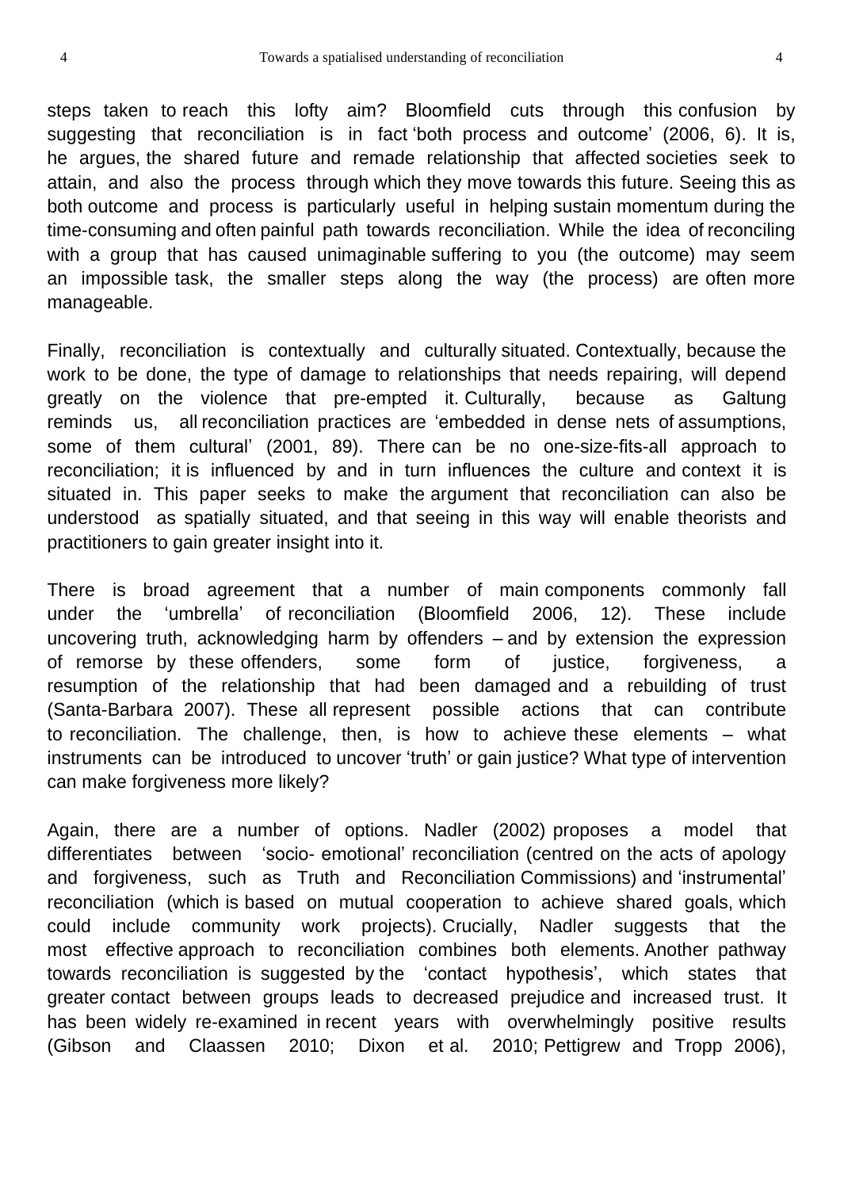steps taken to reach this lofty aim? Bloomfield cuts through this confusion by suggesting that reconciliation is in fact 'both process and outcome' (2006, 6). It is, he argues, the shared future and remade relationship that affected societies seek to attain, and also the process through which they move towards this future. Seeing this as both outcome and process is particularly useful in helping sustain momentum during the time-consuming and often painful path towards reconciliation. While the idea of reconciling with a group that has caused unimaginable suffering to you (the outcome) may seem an impossible task, the smaller steps along the way (the process) are often more manageable.

Finally, reconciliation is contextually and culturally situated. Contextually, because the work to be done, the type of damage to relationships that needs repairing, will depend greatly on the violence that pre-empted it. Culturally, because as Galtung reminds us, all reconciliation practices are 'embedded in dense nets of assumptions, some of them cultural' (2001, 89). There can be no one-size-fits-all approach to reconciliation; it is influenced by and in turn influences the culture and context it is situated in. This paper seeks to make the argument that reconciliation can also be understood as spatially situated, and that seeing in this way will enable theorists and practitioners to gain greater insight into it.

There is broad agreement that a number of main components commonly fall under the 'umbrella' of reconciliation (Bloomfield 2006, 12). These include uncovering truth, acknowledging harm by offenders – and by extension the expression of remorse by these offenders, some form of justice, forgiveness, a resumption of the relationship that had been damaged and a rebuilding of trust (Santa-Barbara 2007). These all represent possible actions that can contribute to reconciliation. The challenge, then, is how to achieve these elements – what instruments can be introduced to uncover 'truth' or gain justice? What type of intervention can make forgiveness more likely?

Again, there are a number of options. Nadler (2002) proposes a model that differentiates between 'socio- emotional' reconciliation (centred on the acts of apology and forgiveness, such as Truth and Reconciliation Commissions) and 'instrumental' reconciliation (which is based on mutual cooperation to achieve shared goals, which could include community work projects). Crucially, Nadler suggests that the most effective approach to reconciliation combines both elements. Another pathway towards reconciliation is suggested by the 'contact hypothesis', which states that greater contact between groups leads to decreased prejudice and increased trust. It has been widely re-examined in recent years with overwhelmingly positive results (Gibson and Claassen 2010; Dixon et al. 2010; Pettigrew and Tropp 2006),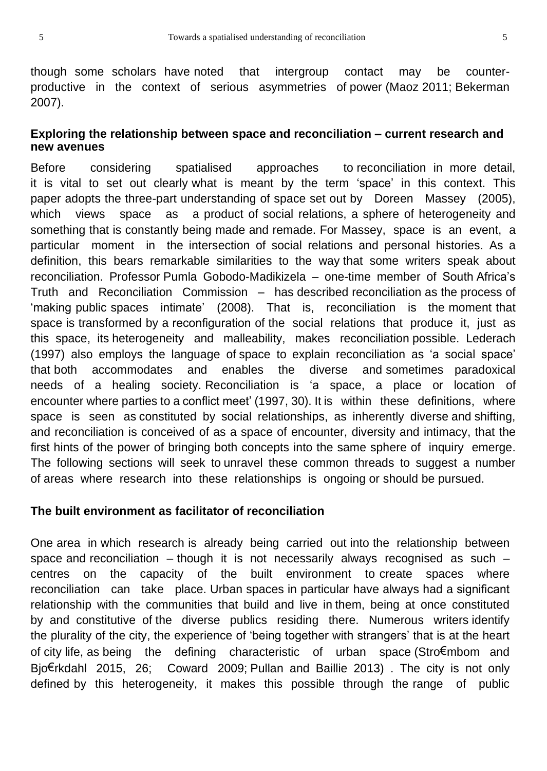though some scholars have noted that intergroup contact may be counter-productive in the context of serious asymmetries of power (Maoz 2011; Bekerman 2007).

## Exploring the relationship between space and reconciliation – current research and new avenues

Before considering spatialised approaches to reconciliation in more detail, it is vital to set out clearly what is meant by the term 'space' in this context. This paper adopts the three-part understanding of space set out by Doreen Massey (2005), which views space as a product of social relations, a sphere of heterogeneity and something that is constantly being made and remade. For Massey, space is an event, a particular moment in the intersection of social relations and personal histories. As a definition, this bears remarkable similarities to the way that some writers speak about reconciliation. Professor Pumla Gobodo-Madikizela – one-time member of South Africa's Truth and Reconciliation Commission – has described reconciliation as the process of 'making public spaces intimate' (2008). That is, reconciliation is the moment that space is transformed by a reconfiguration of the social relations that produce it, just as this space, its heterogeneity and malleability, makes reconciliation possible. Lederach (1997) also employs the language of space to explain reconciliation as 'a social space' that both accommodates and enables the diverse and sometimes paradoxical needs of a healing society. Reconciliation is 'a space, a place or location of encounter where parties to a conflict meet' (1997, 30). It is within these definitions, where space is seen as constituted by social relationships, as inherently diverse and shifting, and reconciliation is conceived of as a space of encounter, diversity and intimacy, that the first hints of the power of bringing both concepts into the same sphere of inquiry emerge. The following sections will seek to unravel these common threads to suggest a number of areas where research into these relationships is ongoing or should be pursued.

## The built environment as facilitator of reconciliation

One area in which research is already being carried out into the relationship between space and reconciliation – though it is not necessarily always recognised as such – centres on the capacity of the built environment to create spaces where reconciliation can take place. Urban spaces in particular have always had a significant relationship with the communities that build and live in them, being at once constituted by and constitutive of the diverse publics residing there. Numerous writers identify the plurality of the city, the experience of 'being together with strangers' that is at the heart of city life, as being the defining characteristic of urban space (Stro€mbom and Bjo€rkdahl 2015, 26; Coward 2009; Pullan and Baillie 2013) . The city is not only defined by this heterogeneity, it makes this possible through the range of public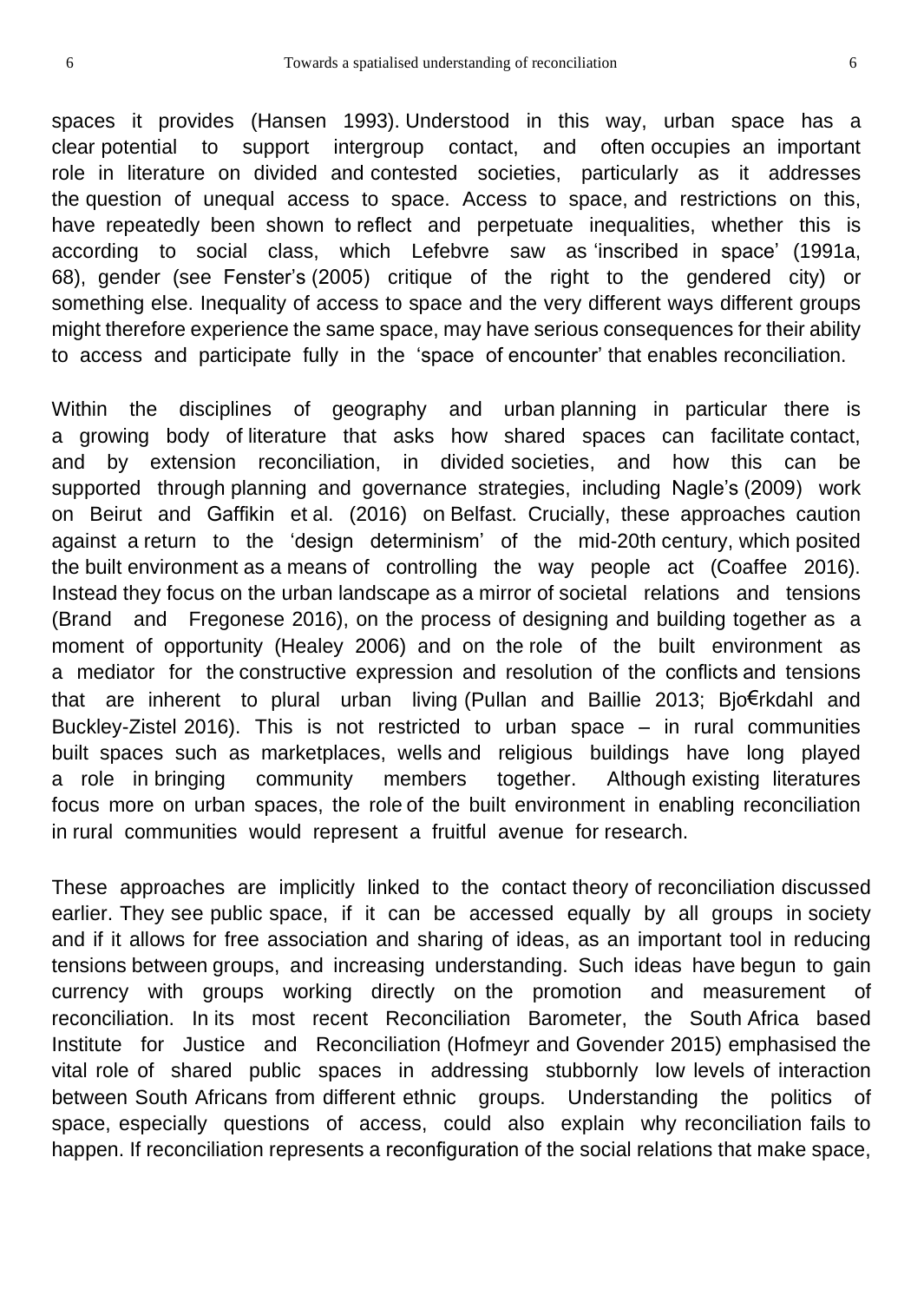spaces it provides (Hansen 1993). Understood in this way, urban space has a clear potential to support intergroup contact, and often occupies an important role in literature on divided and contested societies, particularly as it addresses the question of unequal access to space. Access to space, and restrictions on this, have repeatedly been shown to reflect and perpetuate inequalities, whether this is according to social class, which Lefebvre saw as 'inscribed in space' (1991a, 68), gender (see Fenster's (2005) critique of the right to the gendered city) or something else. Inequality of access to space and the very different ways different groups might therefore experience the same space, may have serious consequences for their ability to access and participate fully in the 'space of encounter' that enables reconciliation.

Within the disciplines of geography and urban planning in particular there is a growing body of literature that asks how shared spaces can facilitate contact, and by extension reconciliation, in divided societies, and how this can be supported through planning and governance strategies, including Nagle's (2009) work on Beirut and Gaffikin et al. (2016) on Belfast. Crucially, these approaches caution against a return to the 'design determinism' of the mid-20th century, which posited the built environment as a means of controlling the way people act (Coaffee 2016). Instead they focus on the urban landscape as a mirror of societal relations and tensions (Brand and Fregonese 2016), on the process of designing and building together as a moment of opportunity (Healey 2006) and on the role of the built environment as a mediator for the constructive expression and resolution of the conflicts and tensions that are inherent to plural urban living (Pullan and Baillie 2013; Bjo€rkdahl and Buckley-Zistel 2016). This is not restricted to urban space – in rural communities built spaces such as marketplaces, wells and religious buildings have long played a role in bringing community members together. Although existing literatures focus more on urban spaces, the role of the built environment in enabling reconciliation in rural communities would represent a fruitful avenue for research.

These approaches are implicitly linked to the contact theory of reconciliation discussed earlier. They see public space, if it can be accessed equally by all groups in society and if it allows for free association and sharing of ideas, as an important tool in reducing tensions between groups, and increasing understanding. Such ideas have begun to gain currency with groups working directly on the promotion and measurement of reconciliation. In its most recent Reconciliation Barometer, the South Africa based Institute for Justice and Reconciliation (Hofmeyr and Govender 2015) emphasised the vital role of shared public spaces in addressing stubbornly low levels of interaction between South Africans from different ethnic groups. Understanding the politics of space, especially questions of access, could also explain why reconciliation fails to happen. If reconciliation represents a reconfiguration of the social relations that make space,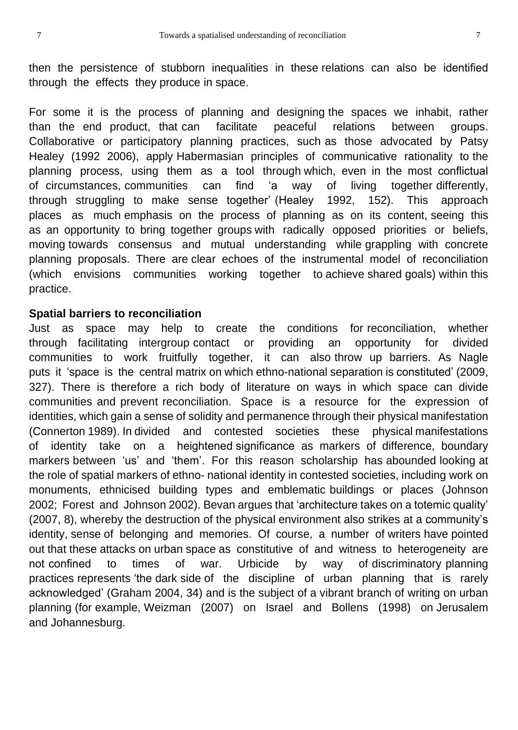then the persistence of stubborn inequalities in these relations can also be identified through the effects they produce in space.

For some it is the process of planning and designing the spaces we inhabit, rather than the end product, that can facilitate peaceful relations between groups. Collaborative or participatory planning practices, such as those advocated by Patsy Healey (1992 2006), apply Habermasian principles of communicative rationality to the planning process, using them as a tool through which, even in the most conflictual of circumstances, communities can find 'a way of living together differently, through struggling to make sense together' (Healey 1992, 152). This approach places as much emphasis on the process of planning as on its content, seeing this as an opportunity to bring together groups with radically opposed priorities or beliefs, moving towards consensus and mutual understanding while grappling with concrete planning proposals. There are clear echoes of the instrumental model of reconciliation (which envisions communities working together to achieve shared goals) within this practice.

**Spatial barriers to reconciliation**

Just as space may help to create the conditions for reconciliation, whether through facilitating intergroup contact or providing an opportunity for divided communities to work fruitfully together, it can also throw up barriers. As Nagle puts it 'space is the central matrix on which ethno-national separation is constituted' (2009, 327). There is therefore a rich body of literature on ways in which space can divide communities and prevent reconciliation. Space is a resource for the expression of identities, which gain a sense of solidity and permanence through their physical manifestation (Connerton 1989). In divided and contested societies these physical manifestations of identity take on a heightened significance as markers of difference, boundary markers between 'us' and 'them'. For this reason scholarship has abounded looking at the role of spatial markers of ethno- national identity in contested societies, including work on monuments, ethnicised building types and emblematic buildings or places (Johnson 2002; Forest and Johnson 2002). Bevan argues that 'architecture takes on a totemic quality' (2007, 8), whereby the destruction of the physical environment also strikes at a community's identity, sense of belonging and memories. Of course, a number of writers have pointed out that these attacks on urban space as constitutive of and witness to heterogeneity are not confined to times of war. Urbicide by way of discriminatory planning practices represents 'the dark side of the discipline of urban planning that is rarely acknowledged' (Graham 2004, 34) and is the subject of a vibrant branch of writing on urban planning (for example, Weizman (2007) on Israel and Bollens (1998) on Jerusalem and Johannesburg.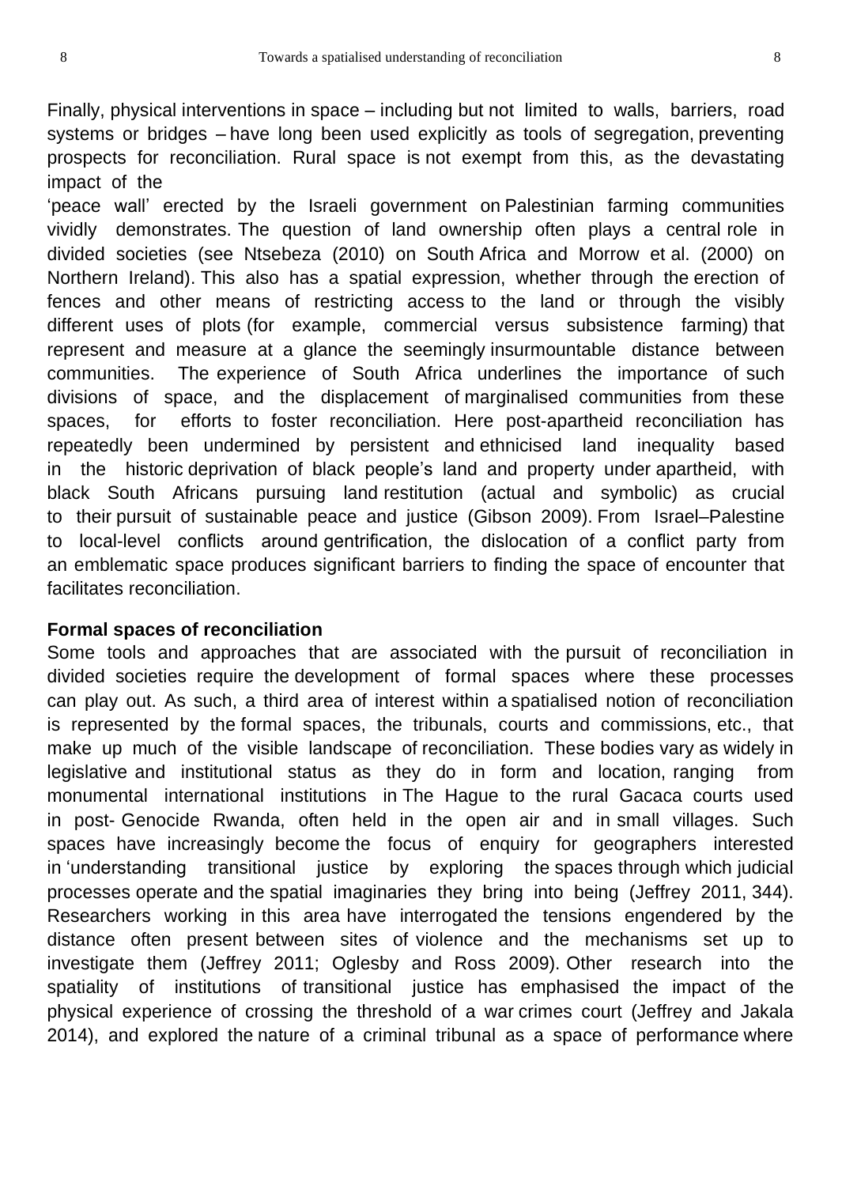Finally, physical interventions in space – including but not limited to walls, barriers, road systems or bridges – have long been used explicitly as tools of segregation, preventing prospects for reconciliation. Rural space is not exempt from this, as the devastating impact of the 'peace wall' erected by the Israeli government on Palestinian farming communities vividly demonstrates. The question of land ownership often plays a central role in divided societies (see Ntsebeza (2010) on South Africa and Morrow et al. (2000) on Northern Ireland). This also has a spatial expression, whether through the erection of fences and other means of restricting access to the land or through the visibly different uses of plots (for example, commercial versus subsistence farming) that represent and measure at a glance the seemingly insurmountable distance between communities. The experience of South Africa underlines the importance of such divisions of space, and the displacement of marginalised communities from these spaces, for efforts to foster reconciliation. Here post-apartheid reconciliation has repeatedly been undermined by persistent and ethnicised land inequality based in the historic deprivation of black people's land and property under apartheid, with black South Africans pursuing land restitution (actual and symbolic) as crucial to their pursuit of sustainable peace and justice (Gibson 2009). From Israel–Palestine to local-level conflicts around gentrification, the dislocation of a conflict party from an emblematic space produces significant barriers to finding the space of encounter that facilitates reconciliation.

### Formal spaces of reconciliation

Some tools and approaches that are associated with the pursuit of reconciliation in divided societies require the development of formal spaces where these processes can play out. As such, a third area of interest within a spatialised notion of reconciliation is represented by the formal spaces, the tribunals, courts and commissions, etc., that make up much of the visible landscape of reconciliation. These bodies vary as widely in legislative and institutional status as they do in form and location, ranging from monumental international institutions in The Hague to the rural Gacaca courts used in post- Genocide Rwanda, often held in the open air and in small villages. Such spaces have increasingly become the focus of enquiry for geographers interested in 'understanding transitional justice by exploring the spaces through which judicial processes operate and the spatial imaginaries they bring into being (Jeffrey 2011, 344). Researchers working in this area have interrogated the tensions engendered by the distance often present between sites of violence and the mechanisms set up to investigate them (Jeffrey 2011; Oglesby and Ross 2009). Other research into the spatiality of institutions of transitional justice has emphasised the impact of the physical experience of crossing the threshold of a war crimes court (Jeffrey and Jakala 2014), and explored the nature of a criminal tribunal as a space of performance where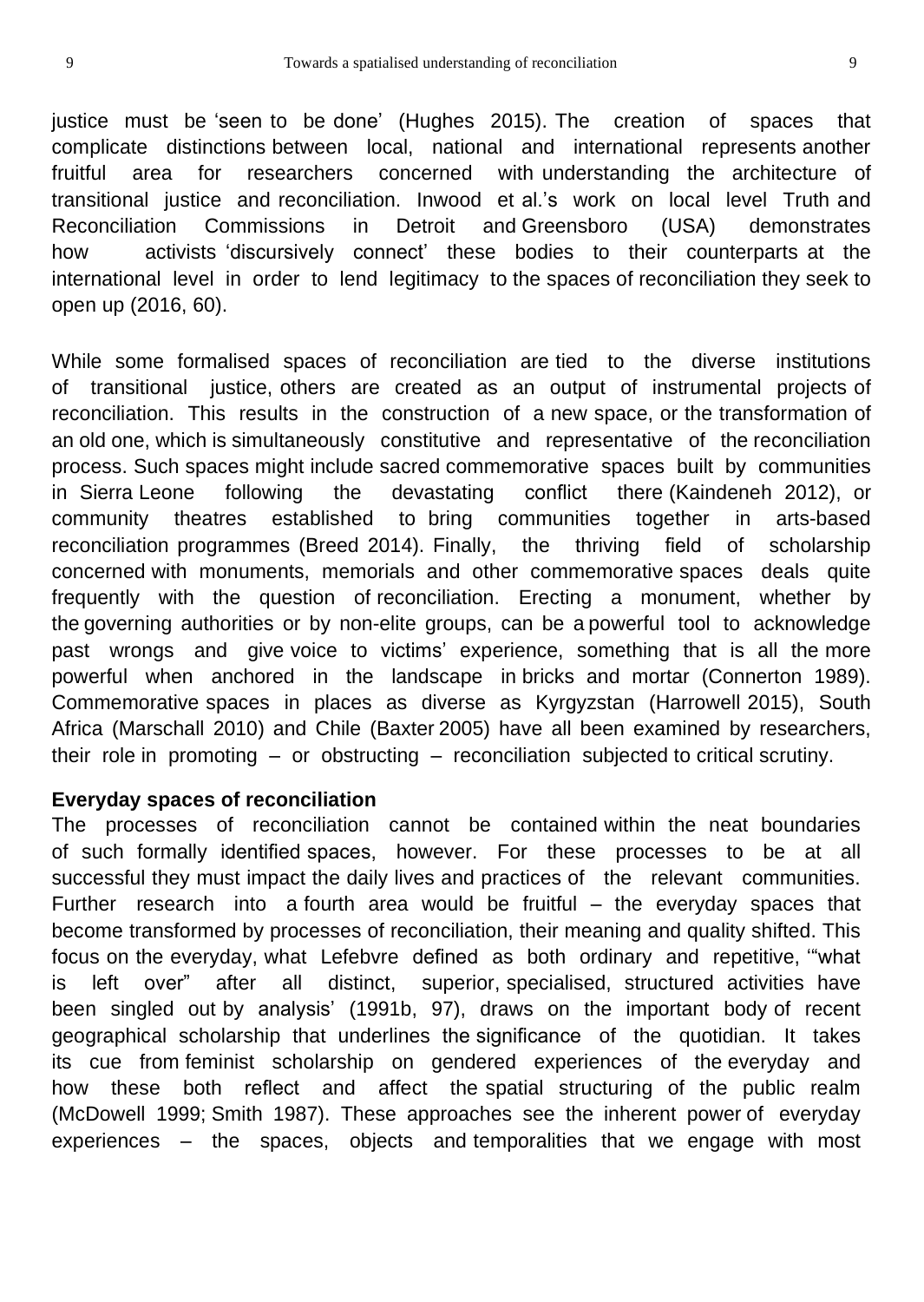justice must be 'seen to be done' (Hughes 2015). The creation of spaces that complicate distinctions between local, national and international represents another fruitful area for researchers concerned with understanding the architecture of transitional justice and reconciliation. Inwood et al.'s work on local level Truth and Reconciliation Commissions in Detroit and Greensboro (USA) demonstrates how activists 'discursively connect' these bodies to their counterparts at the international level in order to lend legitimacy to the spaces of reconciliation they seek to open up (2016, 60).

While some formalised spaces of reconciliation are tied to the diverse institutions of transitional justice, others are created as an output of instrumental projects of reconciliation. This results in the construction of a new space, or the transformation of an old one, which is simultaneously constitutive and representative of the reconciliation process. Such spaces might include sacred commemorative spaces built by communities in Sierra Leone following the devastating conflict there (Kaindeneh 2012), or community theatres established to bring communities together in arts-based reconciliation programmes (Breed 2014). Finally, the thriving field of scholarship concerned with monuments, memorials and other commemorative spaces deals quite frequently with the question of reconciliation. Erecting a monument, whether by the governing authorities or by non-elite groups, can be a powerful tool to acknowledge past wrongs and give voice to victims' experience, something that is all the more powerful when anchored in the landscape in bricks and mortar (Connerton 1989). Commemorative spaces in places as diverse as Kyrgyzstan (Harrowell 2015), South Africa (Marschall 2010) and Chile (Baxter 2005) have all been examined by researchers, their role in promoting – or obstructing – reconciliation subjected to critical scrutiny.

**Everyday spaces of reconciliation**

The processes of reconciliation cannot be contained within the neat boundaries of such formally identified spaces, however. For these processes to be at all successful they must impact the daily lives and practices of the relevant communities. Further research into a fourth area would be fruitful – the everyday spaces that become transformed by processes of reconciliation, their meaning and quality shifted. This focus on the everyday, what Lefebvre defined as both ordinary and repetitive, '"what is left over" after all distinct, superior, specialised, structured activities have been singled out by analysis' (1991b, 97), draws on the important body of recent geographical scholarship that underlines the significance of the quotidian. It takes its cue from feminist scholarship on gendered experiences of the everyday and how these both reflect and affect the spatial structuring of the public realm (McDowell 1999; Smith 1987). These approaches see the inherent power of everyday experiences – the spaces, objects and temporalities that we engage with most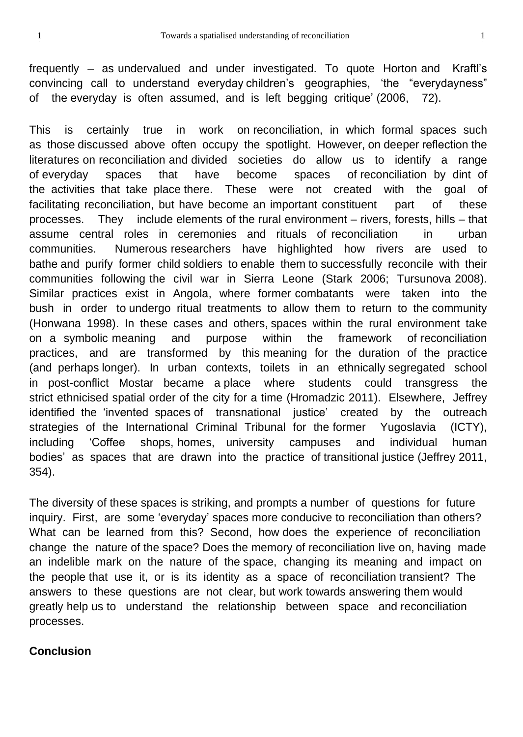frequently – as undervalued and under investigated. To quote Horton and Kraftl's convincing call to understand everyday children's geographies, 'the "everydayness" of the everyday is often assumed, and is left begging critique' (2006, 72).

This is certainly true in work on reconciliation, in which formal spaces such as those discussed above often occupy the spotlight. However, on deeper reflection the literatures on reconciliation and divided societies do allow us to identify a range of everyday spaces that have become spaces of reconciliation by dint of the activities that take place there. These were not created with the goal of facilitating reconciliation, but have become an important constituent part of these processes. They include elements of the rural environment – rivers, forests, hills – that assume central roles in ceremonies and rituals of reconciliation in urban communities. Numerous researchers have highlighted how rivers are used to bathe and purify former child soldiers to enable them to successfully reconcile with their communities following the civil war in Sierra Leone (Stark 2006; Tursunova 2008). Similar practices exist in Angola, where former combatants were taken into the bush in order to undergo ritual treatments to allow them to return to the community (Honwana 1998). In these cases and others, spaces within the rural environment take on a symbolic meaning and purpose within the framework of reconciliation practices, and are transformed by this meaning for the duration of the practice (and perhaps longer). In urban contexts, toilets in an ethnically segregated school in post-conflict Mostar became a place where students could transgress the strict ethnicised spatial order of the city for a time (Hromadzic 2011). Elsewhere, Jeffrey identified the 'invented spaces of transnational justice' created by the outreach strategies of the International Criminal Tribunal for the former Yugoslavia (ICTY), including 'Coffee shops, homes, university campuses and individual human bodies' as spaces that are drawn into the practice of transitional justice (Jeffrey 2011, 354).

The diversity of these spaces is striking, and prompts a number of questions for future inquiry. First, are some 'everyday' spaces more conducive to reconciliation than others? What can be learned from this? Second, how does the experience of reconciliation change the nature of the space? Does the memory of reconciliation live on, having made an indelible mark on the nature of the space, changing its meaning and impact on the people that use it, or is its identity as a space of reconciliation transient? The answers to these questions are not clear, but work towards answering them would greatly help us to understand the relationship between space and reconciliation processes.

## Conclusion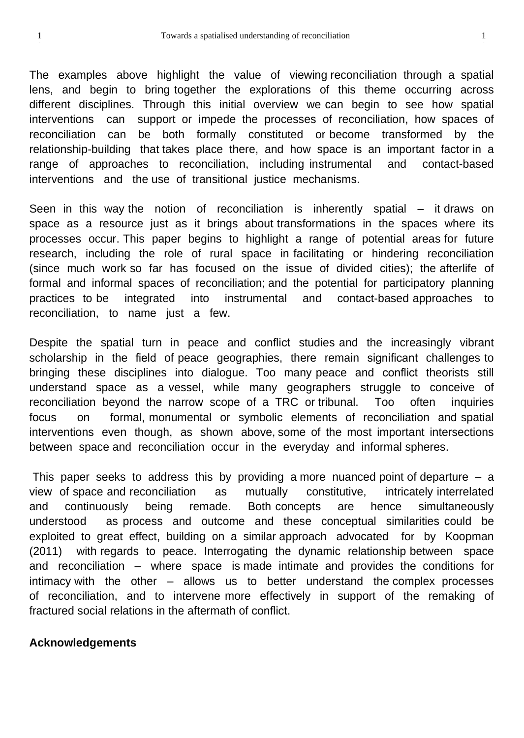The examples above highlight the value of viewing reconciliation through a spatial lens, and begin to bring together the explorations of this theme occurring across different disciplines. Through this initial overview we can begin to see how spatial interventions can support or impede the processes of reconciliation, how spaces of reconciliation can be both formally constituted or become transformed by the relationship-building that takes place there, and how space is an important factor in a range of approaches to reconciliation, including instrumental and contact-based interventions and the use of transitional justice mechanisms.

Seen in this way the notion of reconciliation is inherently spatial – it draws on space as a resource just as it brings about transformations in the spaces where its processes occur. This paper begins to highlight a range of potential areas for future research, including the role of rural space in facilitating or hindering reconciliation (since much work so far has focused on the issue of divided cities); the afterlife of formal and informal spaces of reconciliation; and the potential for participatory planning practices to be integrated into instrumental and contact-based approaches to reconciliation, to name just a few.

Despite the spatial turn in peace and conflict studies and the increasingly vibrant scholarship in the field of peace geographies, there remain significant challenges to bringing these disciplines into dialogue. Too many peace and conflict theorists still understand space as a vessel, while many geographers struggle to conceive of reconciliation beyond the narrow scope of a TRC or tribunal. Too often inquiries focus on formal, monumental or symbolic elements of reconciliation and spatial interventions even though, as shown above, some of the most important intersections between space and reconciliation occur in the everyday and informal spheres.

This paper seeks to address this by providing a more nuanced point of departure – a view of space and reconciliation as mutually constitutive, intricately interrelated and continuously being remade. Both concepts are hence simultaneously understood as process and outcome and these conceptual similarities could be exploited to great effect, building on a similar approach advocated for by Koopman (2011) with regards to peace. Interrogating the dynamic relationship between space and reconciliation – where space is made intimate and provides the conditions for intimacy with the other – allows us to better understand the complex processes of reconciliation, and to intervene more effectively in support of the remaking of fractured social relations in the aftermath of conflict.

**Acknowledgements**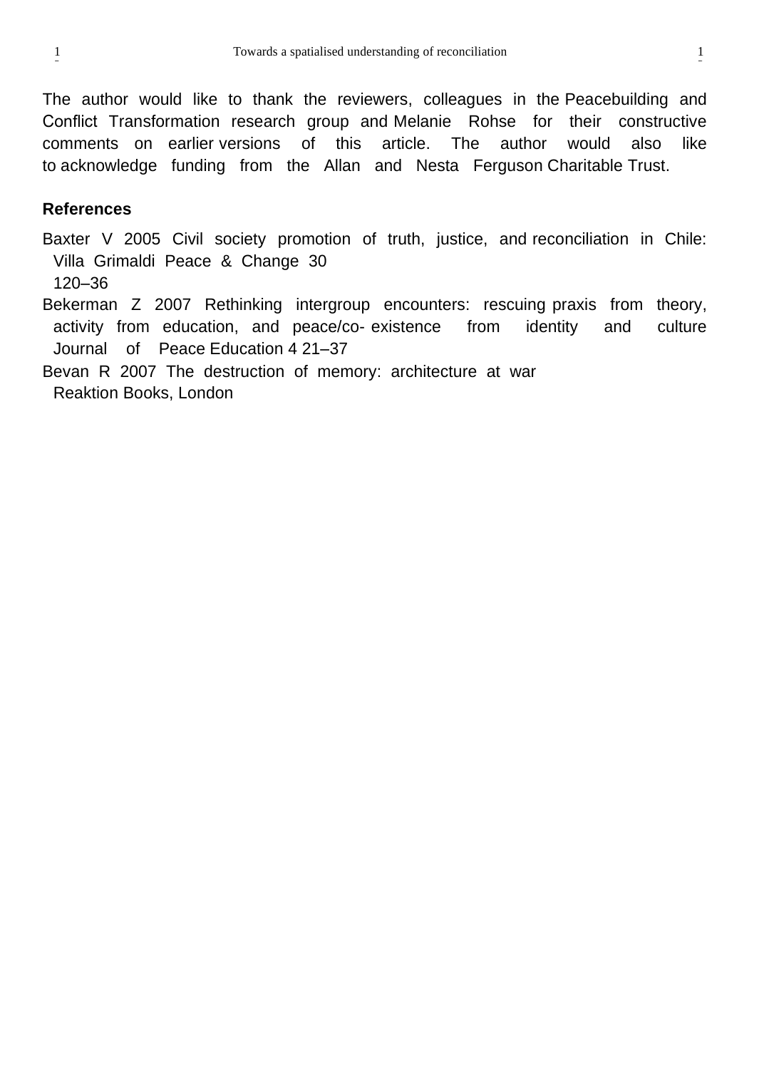The author would like to thank the reviewers, colleagues in the Peacebuilding and Conflict Transformation research group and Melanie Rohse for their constructive comments on earlier versions of this article. The author would also like to acknowledge funding from the Allan and Nesta Ferguson Charitable Trust.

## References

Baxter V 2005 Civil society promotion of truth, justice, and reconciliation in Chile: Villa Grimaldi Peace & Change 30 120–36

Bekerman Z 2007 Rethinking intergroup encounters: rescuing praxis from theory, activity from education, and peace/co- existence from identity and culture Journal of Peace Education 4 21–37

Bevan R 2007 The destruction of memory: architecture at war Reaktion Books, London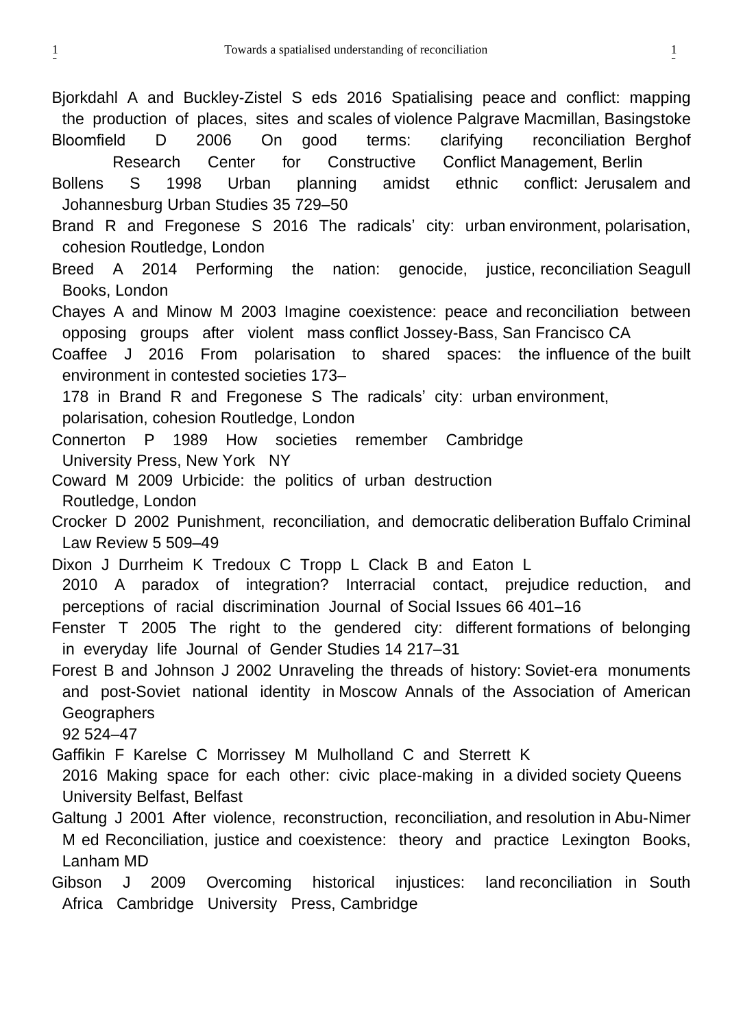Bjorkdahl A and Buckley-Zistel S eds 2016 Spatialising peace and conflict: mapping the production of places, sites and scales of violence Palgrave Macmillan, Basingstoke

Bloomfield D 2006 On good terms: clarifying reconciliation Berghof Research Center for Constructive Conflict Management, Berlin

Bollens S 1998 Urban planning amidst ethnic conflict: Jerusalem and Johannesburg Urban Studies 35 729–50

Brand R and Fregonese S 2016 The radicals' city: urban environment, polarisation, cohesion Routledge, London

Breed A 2014 Performing the nation: genocide, justice, reconciliation Seagull Books, London

Chayes A and Minow M 2003 Imagine coexistence: peace and reconciliation between opposing groups after violent mass conflict Jossey-Bass, San Francisco CA

Coaffee J 2016 From polarisation to shared spaces: the influence of the built environment in contested societies 173–178 in Brand R and Fregonese S The radicals' city: urban environment, polarisation, cohesion Routledge, London

Connerton P 1989 How societies remember Cambridge University Press, New York NY

Coward M 2009 Urbicide: the politics of urban destruction Routledge, London

Crocker D 2002 Punishment, reconciliation, and democratic deliberation Buffalo Criminal Law Review 5 509–49

Dixon J Durrheim K Tredoux C Tropp L Clack B and Eaton L 2010 A paradox of integration? Interracial contact, prejudice reduction, and perceptions of racial discrimination Journal of Social Issues 66 401–16

Fenster T 2005 The right to the gendered city: different formations of belonging in everyday life Journal of Gender Studies 14 217–31

Forest B and Johnson J 2002 Unraveling the threads of history: Soviet-era monuments and post-Soviet national identity in Moscow Annals of the Association of American Geographers 92 524–47

Gaffikin F Karelse C Morrissey M Mulholland C and Sterrett K 2016 Making space for each other: civic place-making in a divided society Queens University Belfast, Belfast

Galtung J 2001 After violence, reconstruction, reconciliation, and resolution in Abu-Nimer M ed Reconciliation, justice and coexistence: theory and practice Lexington Books, Lanham MD

Gibson J 2009 Overcoming historical injustices: land reconciliation in South Africa Cambridge University Press, Cambridge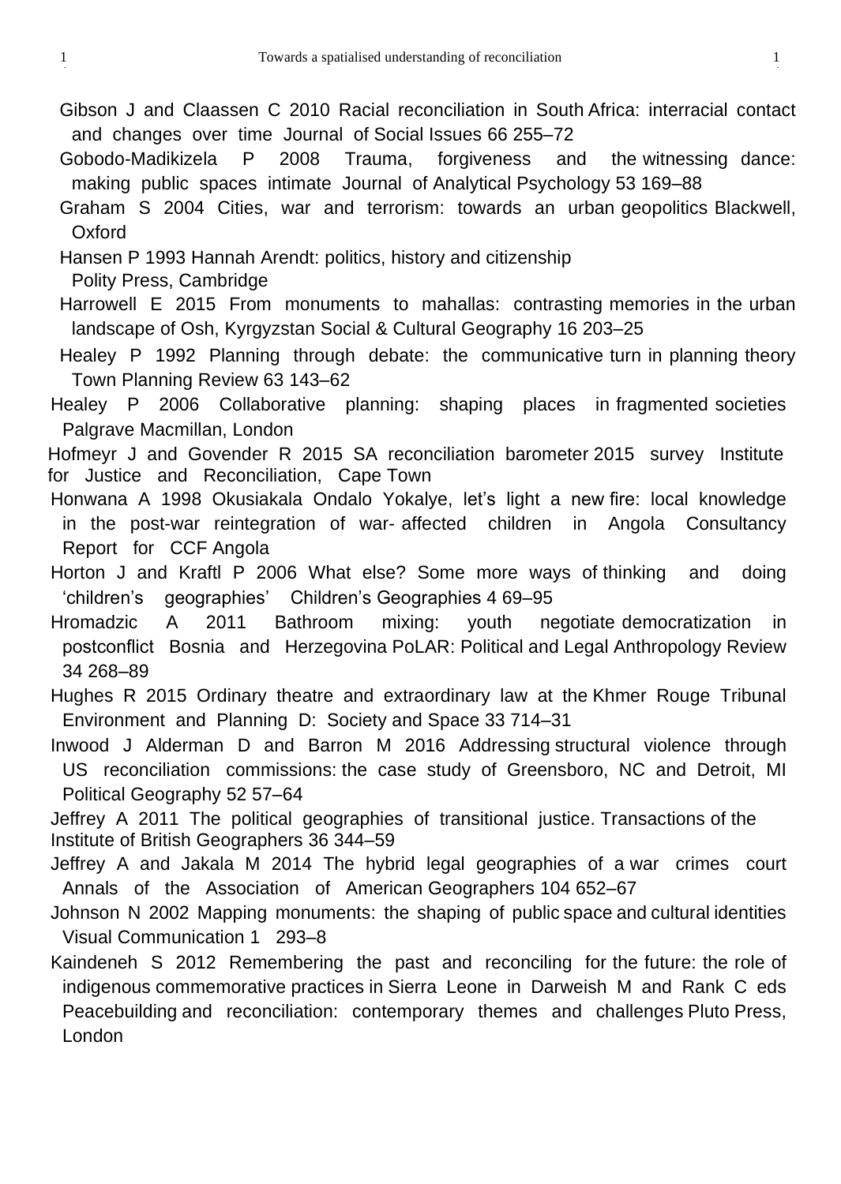Gibson J and Claassen C 2010 Racial reconciliation in South Africa: interracial contact and changes over time Journal of Social Issues 66 255–72

Gobodo-Madikizela P 2008 Trauma, forgiveness and the witnessing dance: making public spaces intimate Journal of Analytical Psychology 53 169–88

Graham S 2004 Cities, war and terrorism: towards an urban geopolitics Blackwell, Oxford

Hansen P 1993 Hannah Arendt: politics, history and citizenship Polity Press, Cambridge

Harrowell E 2015 From monuments to mahallas: contrasting memories in the urban landscape of Osh, Kyrgyzstan Social & Cultural Geography 16 203–25

Healey P 1992 Planning through debate: the communicative turn in planning theory Town Planning Review 63 143–62

Healey P 2006 Collaborative planning: shaping places in fragmented societies Palgrave Macmillan, London

Hofmeyr J and Govender R 2015 SA reconciliation barometer 2015 survey Institute for Justice and Reconciliation, Cape Town

Honwana A 1998 Okusiakala Ondalo Yokalye, let’s light a new fire: local knowledge in the post-war reintegration of war- affected children in Angola Consultancy Report for CCF Angola

Horton J and Kraftl P 2006 What else? Some more ways of thinking and doing ‘children’s geographies’ Children’s Geographies 4 69–95

Hromadzic A 2011 Bathroom mixing: youth negotiate democratization in postconflict Bosnia and Herzegovina PoLAR: Political and Legal Anthropology Review 34 268–89

Hughes R 2015 Ordinary theatre and extraordinary law at the Khmer Rouge Tribunal Environment and Planning D: Society and Space 33 714–31

Inwood J Alderman D and Barron M 2016 Addressing structural violence through US reconciliation commissions: the case study of Greensboro, NC and Detroit, MI Political Geography 52 57–64

Jeffrey A 2011 The political geographies of transitional justice. Transactions of the Institute of British Geographers 36 344–59

Jeffrey A and Jakala M 2014 The hybrid legal geographies of a war crimes court Annals of the Association of American Geographers 104 652–67

Johnson N 2002 Mapping monuments: the shaping of public space and cultural identities Visual Communication 1 293–8

Kaindeneh S 2012 Remembering the past and reconciling for the future: the role of indigenous commemorative practices in Sierra Leone in Darweish M and Rank C eds Peacebuilding and reconciliation: contemporary themes and challenges Pluto Press, London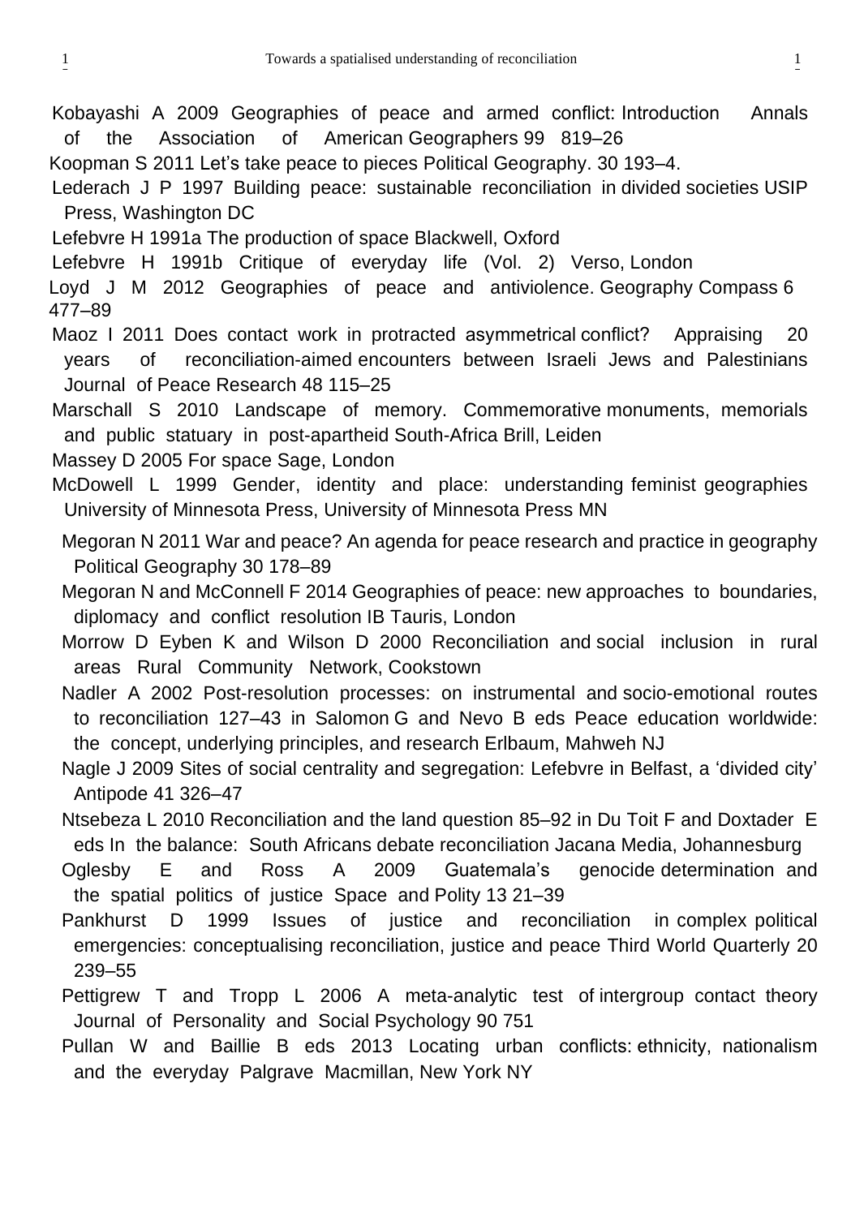Kobayashi A 2009 Geographies of peace and armed conflict: Introduction Annals of the Association of American Geographers 99 819–26

Koopman S 2011 Let's take peace to pieces Political Geography. 30 193–4.

Lederach J P 1997 Building peace: sustainable reconciliation in divided societies USIP Press, Washington DC

Lefebvre H 1991a The production of space Blackwell, Oxford

Lefebvre H 1991b Critique of everyday life (Vol. 2) Verso, London

Loyd J M 2012 Geographies of peace and antiviolence. Geography Compass 6 477–89

Maoz I 2011 Does contact work in protracted asymmetrical conflict? Appraising 20 years of reconciliation-aimed encounters between Israeli Jews and Palestinians Journal of Peace Research 48 115–25

Marschall S 2010 Landscape of memory. Commemorative monuments, memorials and public statuary in post-apartheid South-Africa Brill, Leiden

Massey D 2005 For space Sage, London

McDowell L 1999 Gender, identity and place: understanding feminist geographies University of Minnesota Press, University of Minnesota Press MN

Megoran N 2011 War and peace? An agenda for peace research and practice in geography Political Geography 30 178–89

Megoran N and McConnell F 2014 Geographies of peace: new approaches to boundaries, diplomacy and conflict resolution IB Tauris, London

Morrow D Eyben K and Wilson D 2000 Reconciliation and social inclusion in rural areas Rural Community Network, Cookstown

Nadler A 2002 Post-resolution processes: on instrumental and socio-emotional routes to reconciliation 127–43 in Salomon G and Nevo B eds Peace education worldwide: the concept, underlying principles, and research Erlbaum, Mahweh NJ

Nagle J 2009 Sites of social centrality and segregation: Lefebvre in Belfast, a 'divided city' Antipode 41 326–47

Ntsebeza L 2010 Reconciliation and the land question 85–92 in Du Toit F and Doxtader E eds In the balance: South Africans debate reconciliation Jacana Media, Johannesburg

Oglesby E and Ross A 2009 Guatemala's genocide determination and the spatial politics of justice Space and Polity 13 21–39

Pankhurst D 1999 Issues of justice and reconciliation in complex political emergencies: conceptualising reconciliation, justice and peace Third World Quarterly 20 239–55

Pettigrew T and Tropp L 2006 A meta-analytic test of intergroup contact theory Journal of Personality and Social Psychology 90 751

Pullan W and Baillie B eds 2013 Locating urban conflicts: ethnicity, nationalism and the everyday Palgrave Macmillan, New York NY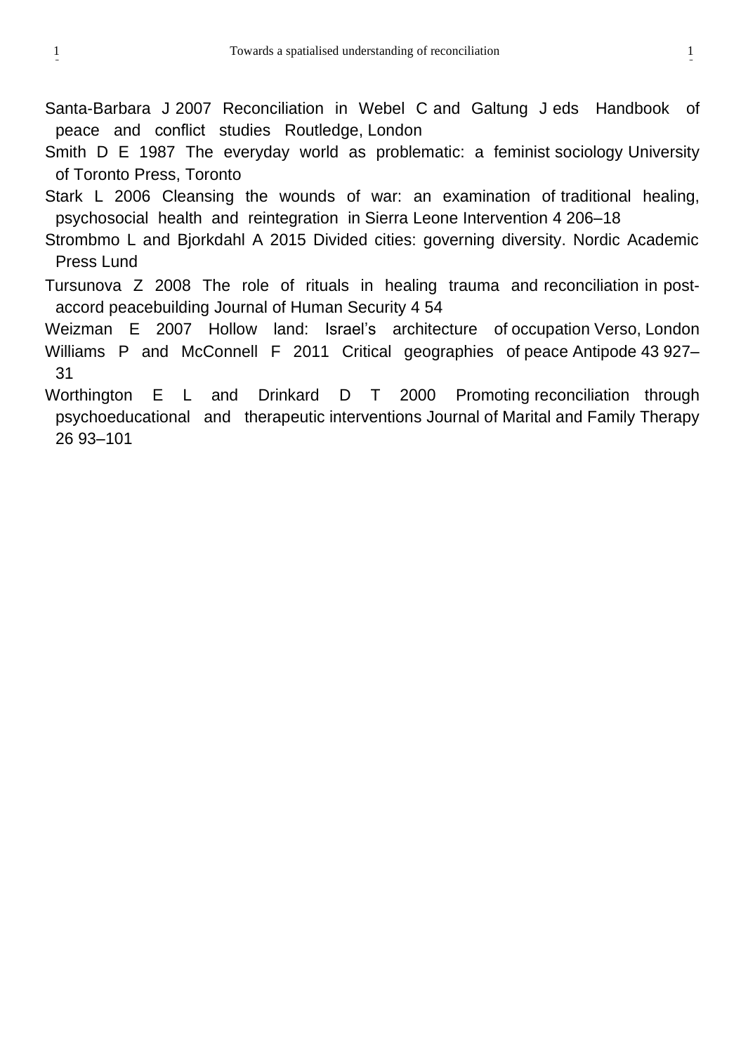Santa-Barbara J 2007 Reconciliation in Webel C and Galtung J eds Handbook of peace and conflict studies Routledge, London

Smith D E 1987 The everyday world as problematic: a feminist sociology University of Toronto Press, Toronto

Stark L 2006 Cleansing the wounds of war: an examination of traditional healing, psychosocial health and reintegration in Sierra Leone Intervention 4 206–18

Strombmo L and Bjorkdahl A 2015 Divided cities: governing diversity. Nordic Academic Press Lund

Tursunova Z 2008 The role of rituals in healing trauma and reconciliation in post-accord peacebuilding Journal of Human Security 4 54

Weizman E 2007 Hollow land: Israel's architecture of occupation Verso, London

Williams P and McConnell F 2011 Critical geographies of peace Antipode 43 927–31

Worthington E L and Drinkard D T 2000 Promoting reconciliation through psychoeducational and therapeutic interventions Journal of Marital and Family Therapy 26 93–101